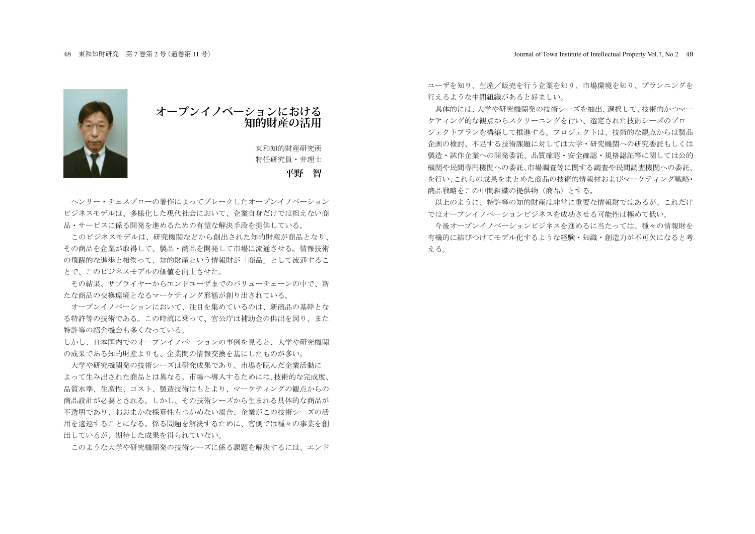# オープンイノベーションにおける知的財産の活用

東和知的財産研究所
特任研究員・弁理士
**平野　智**

ヘンリー・チェスブローの著作によってブレークしたオープンイノベーションビジネスモデルは、多様化した現代社会において、企業自身だけでは担えない商品・サービスに係る開発を進めるための有望な解決手段を提供している。

このビジネスモデルは、研究機関などから創出された知的財産が商品となり、その商品を企業が取得して、製品・商品を開発して市場に流通させる。情報技術の飛躍的な進歩と相俟って、知的財産という情報財が「商品」として流通することで、このビジネスモデルの価値を向上させた。

その結果、サプライヤーからエンドユーザまでのバリューチェーンの中で、新たな商品の交換環境となるマーケティング形態が創り出されている。

オープンイノベーションにおいて、注目を集めているのは、新商品の基幹となる特許等の技術である。この時流に乗って、官公庁は補助金の供出を図り、また特許等の紹介機会も多くなっている。

しかし、日本国内でのオープンイノベーションの事例を見ると、大学や研究機関の成果である知的財産よりも、企業間の情報交換を基にしたものが多い。

大学や研究機関発の技術シーズは研究成果であり、市場を睨んだ企業活動によって生み出された商品とは異なる。市場へ導入するためには、技術的な完成度、品質水準、生産性、コスト、製造技術はもとより、マーケティングの観点からの商品設計が必要とされる。しかし、その技術シーズから生まれる具体的な商品が不透明であり、おおまかな採算性もつかめない場合、企業がこの技術シーズの活用を逡巡することになる。係る問題を解決するために、官側では種々の事業を創出しているが、期待した成果を得られていない。

このような大学や研究機関発の技術シーズに係る課題を解決するには、エンドユーザを知り、生産／販売を行う企業を知り、市場環境を知り、プランニングを行えるような中間組織があると好ましい。

具体的には、大学や研究機関発の技術シーズを抽出、選択して、技術的かつマーケティング的な観点からスクリーニングを行い、選定された技術シーズのプロジェクトプランを構築して推進する。プロジェクトは、技術的な観点からは製品企画の検討、不足する技術課題に対しては大学・研究機関への研究委託もしくは製造・試作企業への開発委託、品質確認・安全確認・規格認証等に関しては公的機関や民間専門機関への委託、市場調査等に関する調査や民間調査機関への委託、を行い、これらの成果をまとめた商品の技術的情報材およびマーケティング戦略・商品戦略をこの中間組織の提供物（商品）とする。

以上のように、特許等の知的財産は非常に重要な情報財ではあるが、これだけではオープンイノベーションビジネスを成功させる可能性は極めて低い。

今後オープンイノベーションビジネスを進めるに当たっては、種々の情報財を有機的に結びつけてモデル化するような経験・知識・創造力が不可欠になると考える。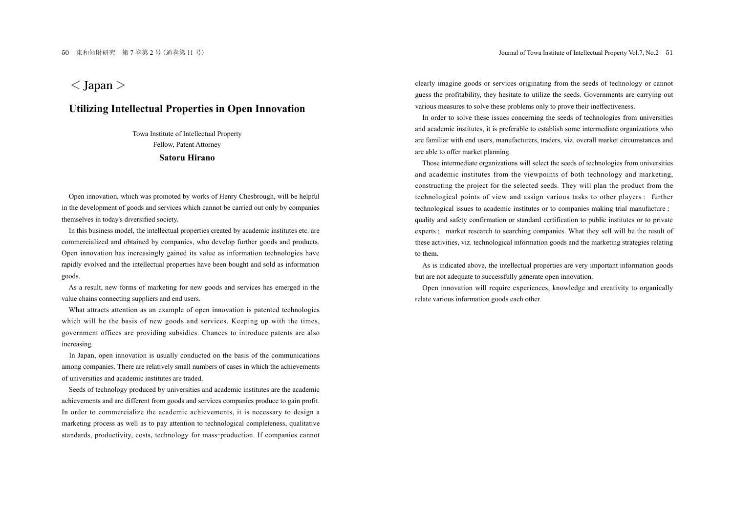# < Japan >

## Utilizing Intellectual Properties in Open Innovation

Towa Institute of Intellectual Property
Fellow, Patent Attorney
**Satoru Hirano**

Open innovation, which was promoted by works of Henry Chesbrough, will be helpful in the development of goods and services which cannot be carried out only by companies themselves in today's diversified society.

In this business model, the intellectual properties created by academic institutes etc. are commercialized and obtained by companies, who develop further goods and products. Open innovation has increasingly gained its value as information technologies have rapidly evolved and the intellectual properties have been bought and sold as information goods.

As a result, new forms of marketing for new goods and services has emerged in the value chains connecting suppliers and end users.

What attracts attention as an example of open innovation is patented technologies which will be the basis of new goods and services. Keeping up with the times, government offices are providing subsidies. Chances to introduce patents are also increasing.

In Japan, open innovation is usually conducted on the basis of the communications among companies. There are relatively small numbers of cases in which the achievements of universities and academic institutes are traded.

Seeds of technology produced by universities and academic institutes are the academic achievements and are different from goods and services companies produce to gain profit. In order to commercialize the academic achievements, it is necessary to design a marketing process as well as to pay attention to technological completeness, qualitative standards, productivity, costs, technology for mass-production. If companies cannot clearly imagine goods or services originating from the seeds of technology or cannot guess the profitability, they hesitate to utilize the seeds. Governments are carrying out various measures to solve these problems only to prove their ineffectiveness.

In order to solve these issues concerning the seeds of technologies from universities and academic institutes, it is preferable to establish some intermediate organizations who are familiar with end users, manufacturers, traders, viz. overall market circumstances and are able to offer market planning.

Those intermediate organizations will select the seeds of technologies from universities and academic institutes from the viewpoints of both technology and marketing, constructing the project for the selected seeds. They will plan the product from the technological points of view and assign various tasks to other players : further technological issues to academic institutes or to companies making trial manufacture ; quality and safety confirmation or standard certification to public institutes or to private experts ; market research to searching companies. What they sell will be the result of these activities, viz. technological information goods and the marketing strategies relating to them.

As is indicated above, the intellectual properties are very important information goods but are not adequate to successfully generate open innovation.

Open innovation will require experiences, knowledge and creativity to organically relate various information goods each other.